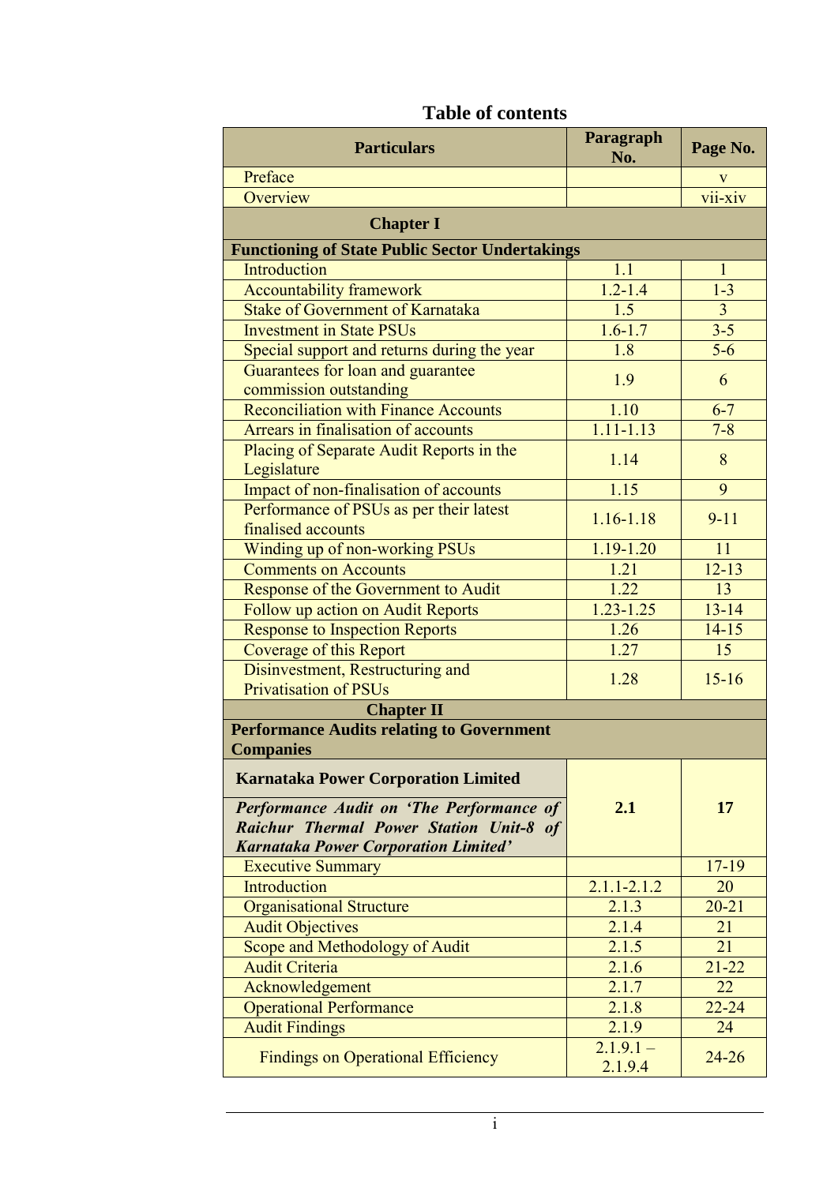# Table of contents

| Particulars | Paragraph No. | Page No. |
|---|---|---|
| Preface | | v |
| Overview | | vii-xiv |
| **Chapter I** | | |
| **Functioning of State Public Sector Undertakings** | | |
| Introduction | 1.1 | 1 |
| Accountability framework | 1.2-1.4 | 1-3 |
| Stake of Government of Karnataka | 1.5 | 3 |
| Investment in State PSUs | 1.6-1.7 | 3-5 |
| Special support and returns during the year | 1.8 | 5-6 |
| Guarantees for loan and guarantee commission outstanding | 1.9 | 6 |
| Reconciliation with Finance Accounts | 1.10 | 6-7 |
| Arrears in finalisation of accounts | 1.11-1.13 | 7-8 |
| Placing of Separate Audit Reports in the Legislature | 1.14 | 8 |
| Impact of non-finalisation of accounts | 1.15 | 9 |
| Performance of PSUs as per their latest finalised accounts | 1.16-1.18 | 9-11 |
| Winding up of non-working PSUs | 1.19-1.20 | 11 |
| Comments on Accounts | 1.21 | 12-13 |
| Response of the Government to Audit | 1.22 | 13 |
| Follow up action on Audit Reports | 1.23-1.25 | 13-14 |
| Response to Inspection Reports | 1.26 | 14-15 |
| Coverage of this Report | 1.27 | 15 |
| Disinvestment, Restructuring and Privatisation of PSUs | 1.28 | 15-16 |
| **Chapter II** | | |
| **Performance Audits relating to Government Companies** | | |
| **Karnataka Power Corporation Limited** *Performance Audit on 'The Performance of Raichur Thermal Power Station Unit-8 of Karnataka Power Corporation Limited'* | **2.1** | **17** |
| Executive Summary | | 17-19 |
| Introduction | 2.1.1-2.1.2 | 20 |
| Organisational Structure | 2.1.3 | 20-21 |
| Audit Objectives | 2.1.4 | 21 |
| Scope and Methodology of Audit | 2.1.5 | 21 |
| Audit Criteria | 2.1.6 | 21-22 |
| Acknowledgement | 2.1.7 | 22 |
| Operational Performance | 2.1.8 | 22-24 |
| Audit Findings | 2.1.9 | 24 |
| Findings on Operational Efficiency | 2.1.9.1 – 2.1.9.4 | 24-26 |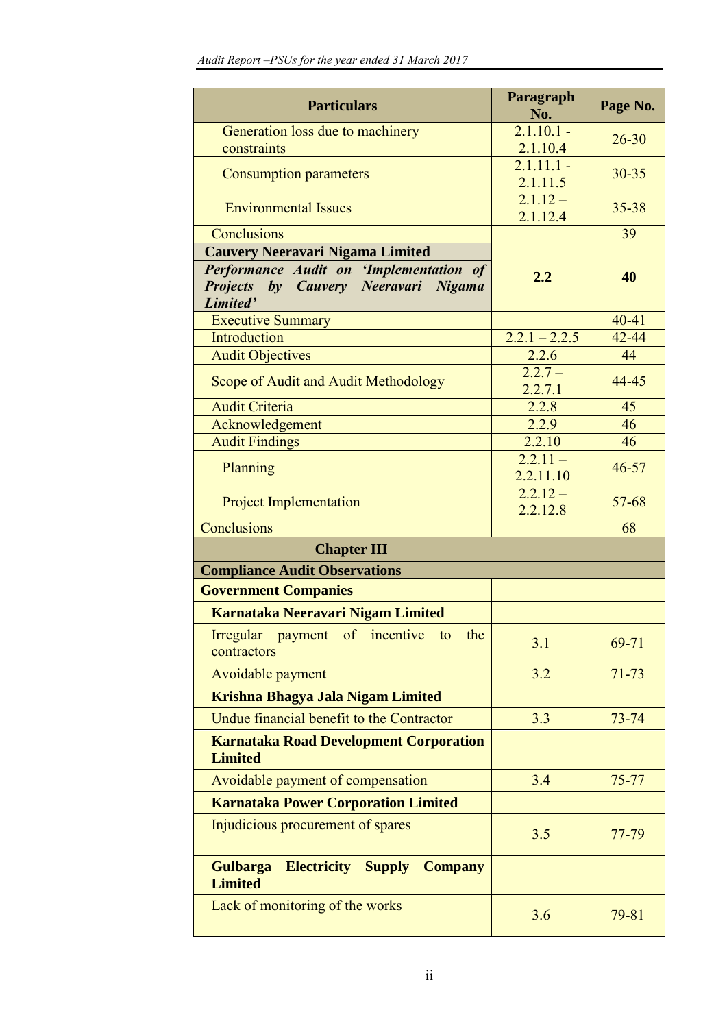| Particulars | Paragraph No. | Page No. |
|---|---|---|
| Generation loss due to machinery constraints | 2.1.10.1 - 2.1.10.4 | 26-30 |
| Consumption parameters | 2.1.11.1 - 2.1.11.5 | 30-35 |
| Environmental Issues | 2.1.12 – 2.1.12.4 | 35-38 |
| Conclusions | | 39 |
| **Cauvery Neeravari Nigama Limited** ***Performance Audit on 'Implementation of Projects by Cauvery Neeravari Nigama Limited'*** | **2.2** | **40** |
| Executive Summary | | 40-41 |
| Introduction | 2.2.1 – 2.2.5 | 42-44 |
| Audit Objectives | 2.2.6 | 44 |
| Scope of Audit and Audit Methodology | 2.2.7 – 2.2.7.1 | 44-45 |
| Audit Criteria | 2.2.8 | 45 |
| Acknowledgement | 2.2.9 | 46 |
| Audit Findings | 2.2.10 | 46 |
| Planning | 2.2.11 – 2.2.11.10 | 46-57 |
| Project Implementation | 2.2.12 – 2.2.12.8 | 57-68 |
| Conclusions | | 68 |
| **Chapter III** | | |
| **Compliance Audit Observations** | | |
| **Government Companies** | | |
| **Karnataka Neeravari Nigam Limited** | | |
| Irregular payment of incentive to the contractors | 3.1 | 69-71 |
| Avoidable payment | 3.2 | 71-73 |
| **Krishna Bhagya Jala Nigam Limited** | | |
| Undue financial benefit to the Contractor | 3.3 | 73-74 |
| **Karnataka Road Development Corporation Limited** | | |
| Avoidable payment of compensation | 3.4 | 75-77 |
| **Karnataka Power Corporation Limited** | | |
| Injudicious procurement of spares | 3.5 | 77-79 |
| **Gulbarga Electricity Supply Company Limited** | | |
| Lack of monitoring of the works | 3.6 | 79-81 |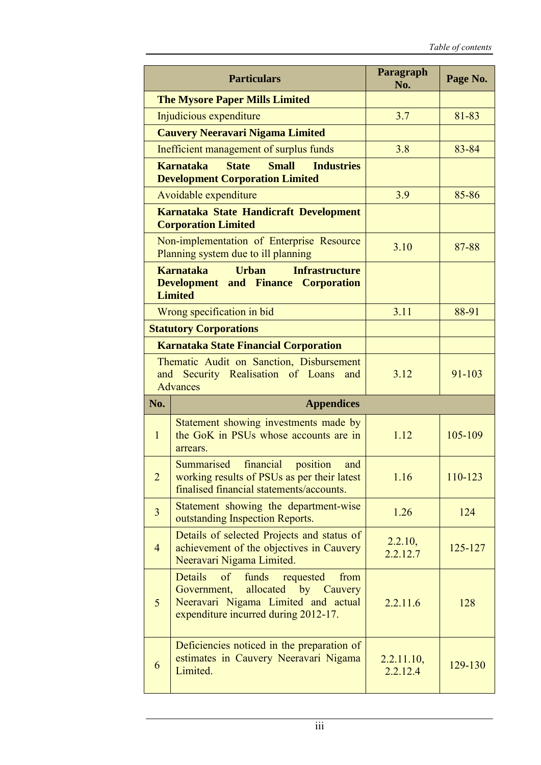| Particulars | Paragraph No. | Page No. |
|---|---|---|
| **The Mysore Paper Mills Limited** | | |
| Injudicious expenditure | 3.7 | 81-83 |
| **Cauvery Neeravari Nigama Limited** | | |
| Inefficient management of surplus funds | 3.8 | 83-84 |
| **Karnataka State Small Industries Development Corporation Limited** | | |
| Avoidable expenditure | 3.9 | 85-86 |
| **Karnataka State Handicraft Development Corporation Limited** | | |
| Non-implementation of Enterprise Resource Planning system due to ill planning | 3.10 | 87-88 |
| **Karnataka Urban Infrastructure Development and Finance Corporation Limited** | | |
| Wrong specification in bid | 3.11 | 88-91 |
| **Statutory Corporations** | | |
| **Karnataka State Financial Corporation** | | |
| Thematic Audit on Sanction, Disbursement and Security Realisation of Loans and Advances | 3.12 | 91-103 |

| No. | Appendices | Paragraph No. | Page No. |
|---|---|---|---|
| 1 | Statement showing investments made by the GoK in PSUs whose accounts are in arrears. | 1.12 | 105-109 |
| 2 | Summarised financial position and working results of PSUs as per their latest finalised financial statements/accounts. | 1.16 | 110-123 |
| 3 | Statement showing the department-wise outstanding Inspection Reports. | 1.26 | 124 |
| 4 | Details of selected Projects and status of achievement of the objectives in Cauvery Neeravari Nigama Limited. | 2.2.10, 2.2.12.7 | 125-127 |
| 5 | Details of funds requested from Government, allocated by Cauvery Neeravari Nigama Limited and actual expenditure incurred during 2012-17. | 2.2.11.6 | 128 |
| 6 | Deficiencies noticed in the preparation of estimates in Cauvery Neeravari Nigama Limited. | 2.2.11.10, 2.2.12.4 | 129-130 |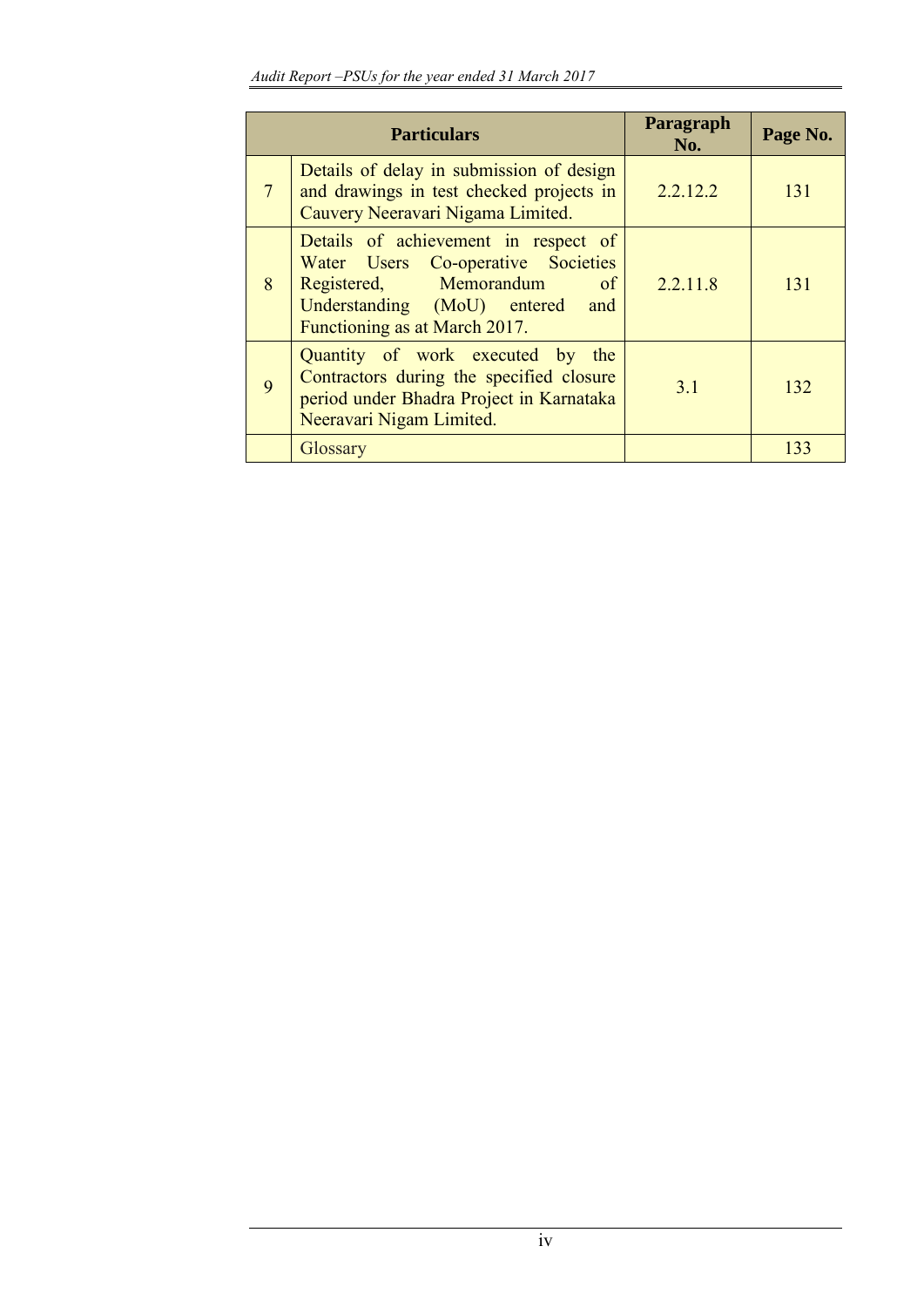| Particulars | | Paragraph No. | Page No. |
|---|---|---|---|
| 7 | Details of delay in submission of design and drawings in test checked projects in Cauvery Neeravari Nigama Limited. | 2.2.12.2 | 131 |
| 8 | Details of achievement in respect of Water Users Co-operative Societies Registered, Memorandum of Understanding (MoU) entered and Functioning as at March 2017. | 2.2.11.8 | 131 |
| 9 | Quantity of work executed by the Contractors during the specified closure period under Bhadra Project in Karnataka Neeravari Nigam Limited. | 3.1 | 132 |
| | Glossary | | 133 |